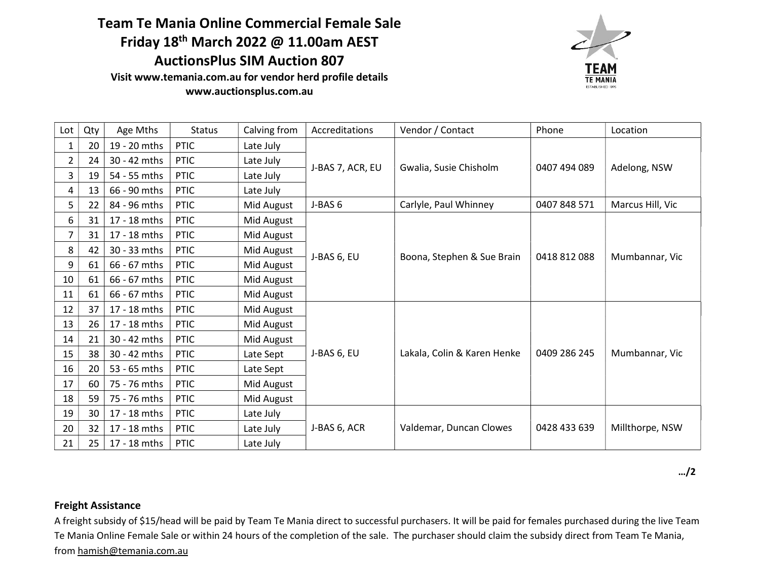# Team Te Mania Online Commercial Female Sale
## Friday 18th March 2022 @ 11.00am AEST
## AuctionsPlus SIM Auction 807

**Visit www.temania.com.au for vendor herd profile details**
**www.auctionsplus.com.au**

| Lot | Qty | Age Mths | Status | Calving from | Accreditations | Vendor / Contact | Phone | Location |
|---|---|---|---|---|---|---|---|---|
| 1 | 20 | 19 - 20 mths | PTIC | Late July | J-BAS 7, ACR, EU | Gwalia, Susie Chisholm | 0407 494 089 | Adelong, NSW |
| 2 | 24 | 30 - 42 mths | PTIC | Late July | | | | |
| 3 | 19 | 54 - 55 mths | PTIC | Late July | | | | |
| 4 | 13 | 66 - 90 mths | PTIC | Late July | | | | |
| 5 | 22 | 84 - 96 mths | PTIC | Mid August | J-BAS 6 | Carlyle, Paul Whinney | 0407 848 571 | Marcus Hill, Vic |
| 6 | 31 | 17 - 18 mths | PTIC | Mid August | J-BAS 6, EU | Boona, Stephen & Sue Brain | 0418 812 088 | Mumbannar, Vic |
| 7 | 31 | 17 - 18 mths | PTIC | Mid August | | | | |
| 8 | 42 | 30 - 33 mths | PTIC | Mid August | | | | |
| 9 | 61 | 66 - 67 mths | PTIC | Mid August | | | | |
| 10 | 61 | 66 - 67 mths | PTIC | Mid August | | | | |
| 11 | 61 | 66 - 67 mths | PTIC | Mid August | | | | |
| 12 | 37 | 17 - 18 mths | PTIC | Mid August | J-BAS 6, EU | Lakala, Colin & Karen Henke | 0409 286 245 | Mumbannar, Vic |
| 13 | 26 | 17 - 18 mths | PTIC | Mid August | | | | |
| 14 | 21 | 30 - 42 mths | PTIC | Mid August | | | | |
| 15 | 38 | 30 - 42 mths | PTIC | Late Sept | | | | |
| 16 | 20 | 53 - 65 mths | PTIC | Late Sept | | | | |
| 17 | 60 | 75 - 76 mths | PTIC | Mid August | | | | |
| 18 | 59 | 75 - 76 mths | PTIC | Mid August | | | | |
| 19 | 30 | 17 - 18 mths | PTIC | Late July | J-BAS 6, ACR | Valdemar, Duncan Clowes | 0428 433 639 | Millthorpe, NSW |
| 20 | 32 | 17 - 18 mths | PTIC | Late July | | | | |
| 21 | 25 | 17 - 18 mths | PTIC | Late July | | | | |

…/2

**Freight Assistance**

A freight subsidy of $15/head will be paid by Team Te Mania direct to successful purchasers. It will be paid for females purchased during the live Team Te Mania Online Female Sale or within 24 hours of the completion of the sale. The purchaser should claim the subsidy direct from Team Te Mania, from hamish@temania.com.au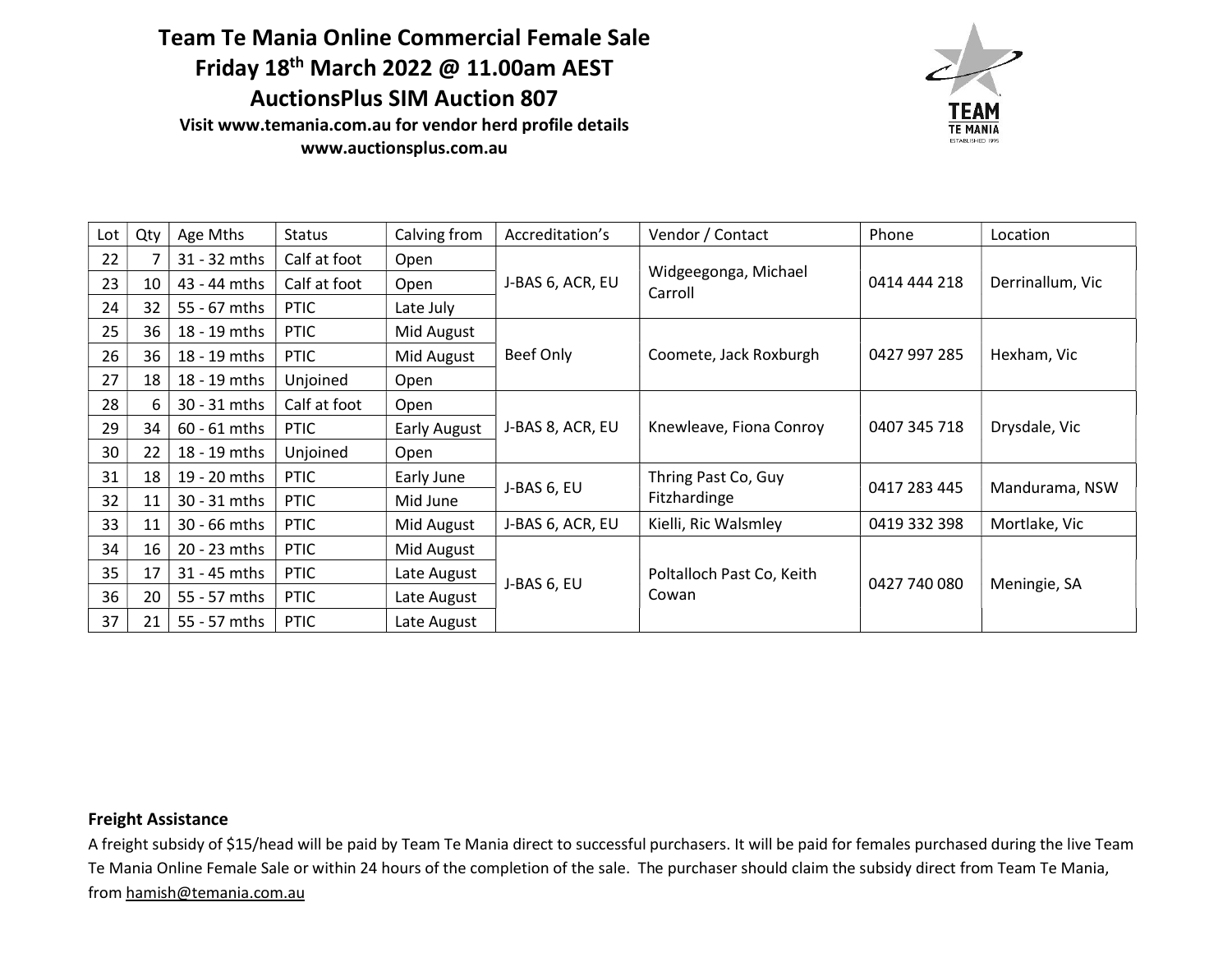# Team Te Mania Online Commercial Female Sale
## Friday 18th March 2022 @ 11.00am AEST
## AuctionsPlus SIM Auction 807

**Visit www.temania.com.au for vendor herd profile details**
**www.auctionsplus.com.au**

| Lot | Qty | Age Mths | Status | Calving from | Accreditation's | Vendor / Contact | Phone | Location |
|---|---|---|---|---|---|---|---|---|
| 22 | 7 | 31 - 32 mths | Calf at foot | Open | J-BAS 6, ACR, EU | Widgeegonga, Michael Carroll | 0414 444 218 | Derrinallum, Vic |
| 23 | 10 | 43 - 44 mths | Calf at foot | Open | | | | |
| 24 | 32 | 55 - 67 mths | PTIC | Late July | | | | |
| 25 | 36 | 18 - 19 mths | PTIC | Mid August | Beef Only | Coomete, Jack Roxburgh | 0427 997 285 | Hexham, Vic |
| 26 | 36 | 18 - 19 mths | PTIC | Mid August | | | | |
| 27 | 18 | 18 - 19 mths | Unjoined | Open | | | | |
| 28 | 6 | 30 - 31 mths | Calf at foot | Open | J-BAS 8, ACR, EU | Knewleave, Fiona Conroy | 0407 345 718 | Drysdale, Vic |
| 29 | 34 | 60 - 61 mths | PTIC | Early August | | | | |
| 30 | 22 | 18 - 19 mths | Unjoined | Open | | | | |
| 31 | 18 | 19 - 20 mths | PTIC | Early June | J-BAS 6, EU | Thring Past Co, Guy Fitzhardinge | 0417 283 445 | Mandurama, NSW |
| 32 | 11 | 30 - 31 mths | PTIC | Mid June | | | | |
| 33 | 11 | 30 - 66 mths | PTIC | Mid August | J-BAS 6, ACR, EU | Kielli, Ric Walsmley | 0419 332 398 | Mortlake, Vic |
| 34 | 16 | 20 - 23 mths | PTIC | Mid August | J-BAS 6, EU | Poltalloch Past Co, Keith Cowan | 0427 740 080 | Meningie, SA |
| 35 | 17 | 31 - 45 mths | PTIC | Late August | | | | |
| 36 | 20 | 55 - 57 mths | PTIC | Late August | | | | |
| 37 | 21 | 55 - 57 mths | PTIC | Late August | | | | |

**Freight Assistance**

A freight subsidy of $15/head will be paid by Team Te Mania direct to successful purchasers. It will be paid for females purchased during the live Team Te Mania Online Female Sale or within 24 hours of the completion of the sale. The purchaser should claim the subsidy direct from Team Te Mania, from hamish@temania.com.au